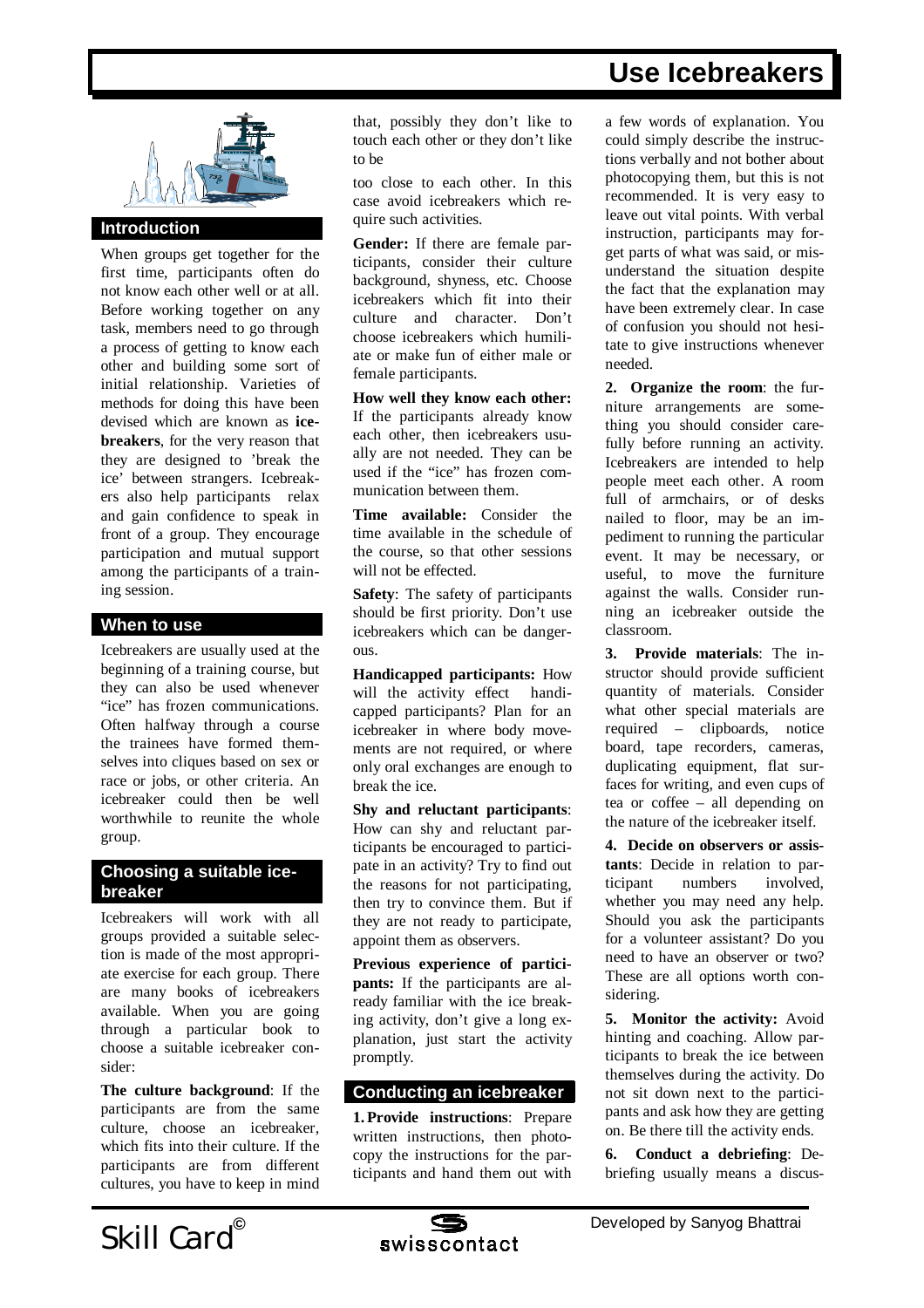# Use Icebreakers

## Introduction

When groups get together for the first time, participants often do not know each other well or at all. Before working together on any task, members need to go through a process of getting to know each other and building some sort of initial relationship. Varieties of methods for doing this have been devised which are known as **icebreakers**, for the very reason that they are designed to 'break the ice' between strangers. Icebreakers also help participants relax and gain confidence to speak in front of a group. They encourage participation and mutual support among the participants of a training session.

## When to use

Icebreakers are usually used at the beginning of a training course, but they can also be used whenever "ice" has frozen communications. Often halfway through a course the trainees have formed themselves into cliques based on sex or race or jobs, or other criteria. An icebreaker could then be well worthwhile to reunite the whole group.

## Choosing a suitable icebreaker

Icebreakers will work with all groups provided a suitable selection is made of the most appropriate exercise for each group. There are many books of icebreakers available. When you are going through a particular book to choose a suitable icebreaker consider:

**The culture background**: If the participants are from the same culture, choose an icebreaker, which fits into their culture. If the participants are from different cultures, you have to keep in mind that, possibly they don't like to touch each other or they don't like to be

too close to each other. In this case avoid icebreakers which require such activities.

**Gender:** If there are female participants, consider their culture background, shyness, etc. Choose icebreakers which fit into their culture and character. Don't choose icebreakers which humiliate or make fun of either male or female participants.

**How well they know each other:** If the participants already know each other, then icebreakers usually are not needed. They can be used if the "ice" has frozen communication between them.

**Time available:** Consider the time available in the schedule of the course, so that other sessions will not be effected.

**Safety**: The safety of participants should be first priority. Don't use icebreakers which can be dangerous.

**Handicapped participants:** How will the activity effect handicapped participants? Plan for an icebreaker in where body movements are not required, or where only oral exchanges are enough to break the ice.

**Shy and reluctant participants**: How can shy and reluctant participants be encouraged to participate in an activity? Try to find out the reasons for not participating, then try to convince them. But if they are not ready to participate, appoint them as observers.

**Previous experience of participants:** If the participants are already familiar with the ice breaking activity, don't give a long explanation, just start the activity promptly.

## Conducting an icebreaker

**1. Provide instructions**: Prepare written instructions, then photocopy the instructions for the participants and hand them out with a few words of explanation. You could simply describe the instructions verbally and not bother about photocopying them, but this is not recommended. It is very easy to leave out vital points. With verbal instruction, participants may forget parts of what was said, or misunderstand the situation despite the fact that the explanation may have been extremely clear. In case of confusion you should not hesitate to give instructions whenever needed.

**2. Organize the room**: the furniture arrangements are something you should consider carefully before running an activity. Icebreakers are intended to help people meet each other. A room full of armchairs, or of desks nailed to floor, may be an impediment to running the particular event. It may be necessary, or useful, to move the furniture against the walls. Consider running an icebreaker outside the classroom.

**3. Provide materials**: The instructor should provide sufficient quantity of materials. Consider what other special materials are required – clipboards, notice board, tape recorders, cameras, duplicating equipment, flat surfaces for writing, and even cups of tea or coffee – all depending on the nature of the icebreaker itself.

**4. Decide on observers or assistants**: Decide in relation to participant numbers involved, whether you may need any help. Should you ask the participants for a volunteer assistant? Do you need to have an observer or two? These are all options worth considering.

**5. Monitor the activity:** Avoid hinting and coaching. Allow participants to break the ice between themselves during the activity. Do not sit down next to the participants and ask how they are getting on. Be there till the activity ends.

**6. Conduct a debriefing**: Debriefing usually means a discus-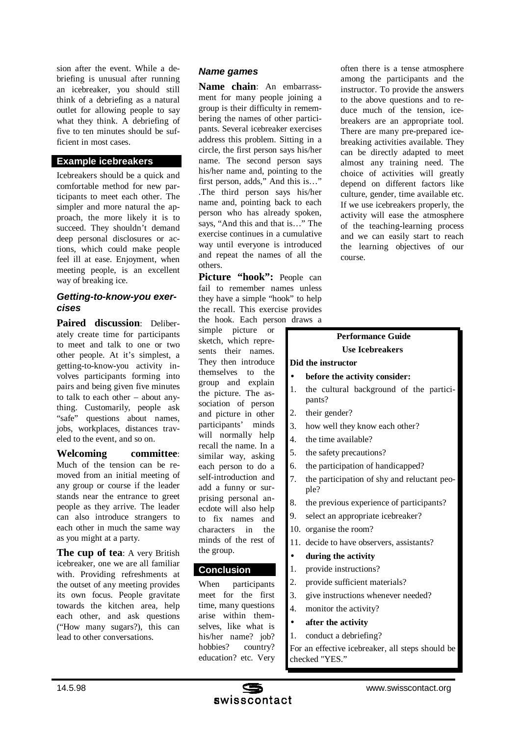sion after the event. While a debriefing is unusual after running an icebreaker, you should still think of a debriefing as a natural outlet for allowing people to say what they think. A debriefing of five to ten minutes should be sufficient in most cases.

## Example icebreakers

Icebreakers should be a quick and comfortable method for new participants to meet each other. The simpler and more natural the approach, the more likely it is to succeed. They shouldn't demand deep personal disclosures or actions, which could make people feel ill at ease. Enjoyment, when meeting people, is an excellent way of breaking ice.

### *Getting-to-know-you exercises*

**Paired discussion**: Deliberately create time for participants to meet and talk to one or two other people. At it's simplest, a getting-to-know-you activity involves participants forming into pairs and being given five minutes to talk to each other – about anything. Customarily, people ask "safe" questions about names, jobs, workplaces, distances traveled to the event, and so on.

**Welcoming committee**: Much of the tension can be removed from an initial meeting of any group or course if the leader stands near the entrance to greet people as they arrive. The leader can also introduce strangers to each other in much the same way as you might at a party.

**The cup of tea**: A very British icebreaker, one we are all familiar with. Providing refreshments at the outset of any meeting provides its own focus. People gravitate towards the kitchen area, help each other, and ask questions ("How many sugars?), this can lead to other conversations.

### *Name games*

**Name chain**: An embarrassment for many people joining a group is their difficulty in remembering the names of other participants. Several icebreaker exercises address this problem. Sitting in a circle, the first person says his/her name. The second person says his/her name and, pointing to the first person, adds," And this is…" .The third person says his/her name and, pointing back to each person who has already spoken, says, "And this and that is…" The exercise continues in a cumulative way until everyone is introduced and repeat the names of all the others.

**Picture "hook":** People can fail to remember names unless they have a simple "hook" to help the recall. This exercise provides the hook. Each person draws a simple picture or sketch, which represents their names. They then introduce themselves to the group and explain the picture. The association of person and picture in other participants' minds will normally help recall the name. In a similar way, asking each person to do a self-introduction and add a funny or surprising personal anecdote will also help to fix names and characters in the minds of the rest of the group.

## Conclusion

When participants meet for the first time, many questions arise within themselves, like what is his/her name? job? hobbies? country? education? etc. Very often there is a tense atmosphere among the participants and the instructor. To provide the answers to the above questions and to reduce much of the tension, icebreakers are an appropriate tool. There are many pre-prepared icebreaking activities available. They can be directly adapted to meet almost any training need. The choice of activities will greatly depend on different factors like culture, gender, time available etc. If we use icebreakers properly, the activity will ease the atmosphere of the teaching-learning process and we can easily start to reach the learning objectives of our course.

**Performance Guide**

**Use Icebreakers**

**Did the instructor**

- **before the activity consider:**

1. the cultural background of the participants?
2. their gender?
3. how well they know each other?
4. the time available?
5. the safety precautions?
6. the participation of handicapped?
7. the participation of shy and reluctant people?
8. the previous experience of participants?
9. select an appropriate icebreaker?
10. organise the room?
11. decide to have observers, assistants?

- **during the activity**

1. provide instructions?
2. provide sufficient materials?
3. give instructions whenever needed?
4. monitor the activity?

- **after the activity**

1. conduct a debriefing?

For an effective icebreaker, all steps should be checked "YES."